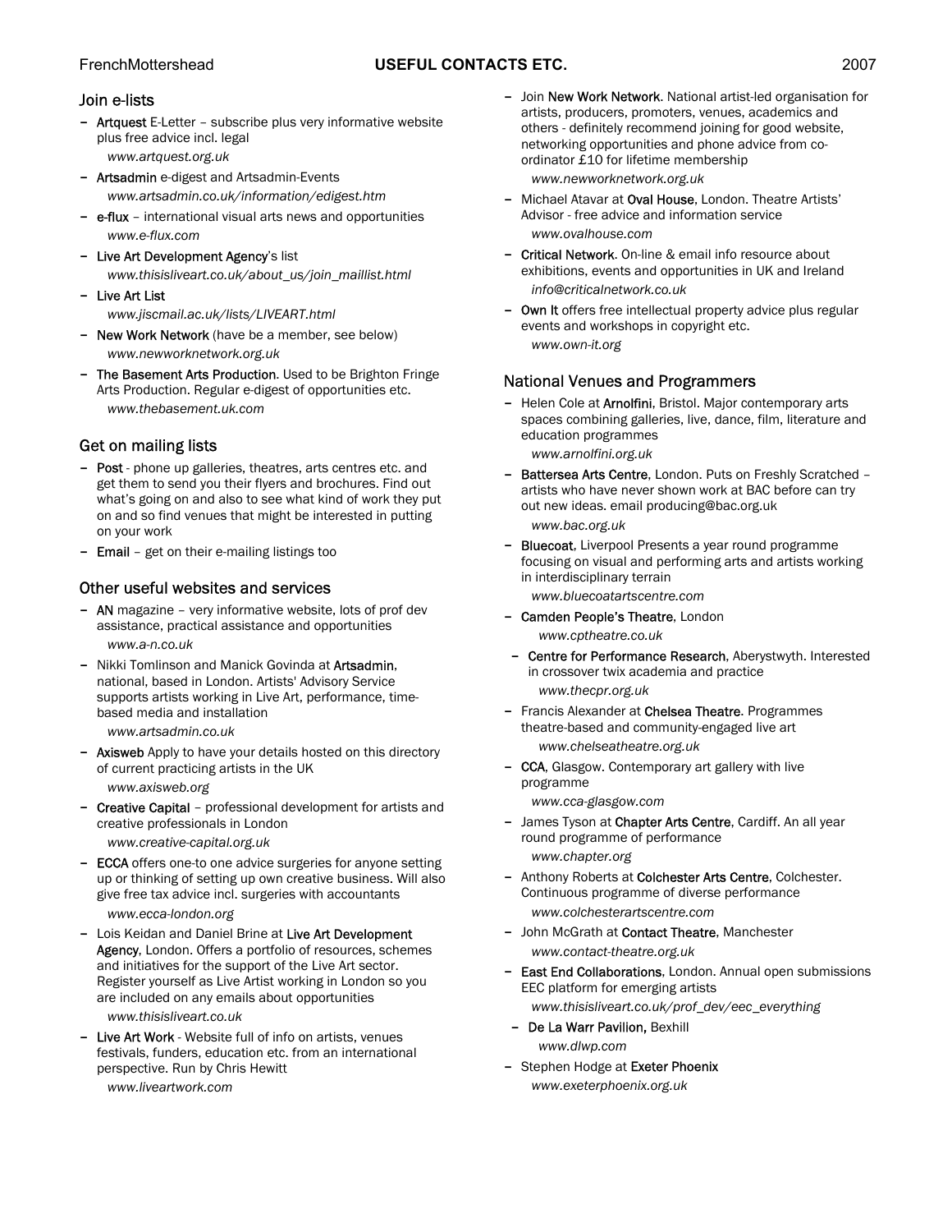## Join e-lists

- **Artquest** E-Letter – subscribe plus very informative website plus free advice incl. legal
  *www.artquest.org.uk*
- **Artsadmin** e-digest and Artsadmin-Events
  *www.artsadmin.co.uk/information/edigest.htm*
- **e-flux** – international visual arts news and opportunities
  *www.e-flux.com*
- **Live Art Development Agency**'s list
  *www.thisisliveart.co.uk/about_us/join_maillist.html*
- **Live Art List**
  *www.jiscmail.ac.uk/lists/LIVEART.html*
- **New Work Network** (have be a member, see below)
  *www.newworknetwork.org.uk*
- **The Basement Arts Production**. Used to be Brighton Fringe Arts Production. Regular e-digest of opportunities etc.
  *www.thebasement.uk.com*

## Get on mailing lists

- **Post** - phone up galleries, theatres, arts centres etc. and get them to send you their flyers and brochures. Find out what's going on and also to see what kind of work they put on and so find venues that might be interested in putting on your work
- **Email** – get on their e-mailing listings too

## Other useful websites and services

- **AN** magazine – very informative website, lots of prof dev assistance, practical assistance and opportunities
  *www.a-n.co.uk*
- Nikki Tomlinson and Manick Govinda at **Artsadmin**, national, based in London. Artists' Advisory Service supports artists working in Live Art, performance, time-based media and installation
  *www.artsadmin.co.uk*
- **Axisweb** Apply to have your details hosted on this directory of current practicing artists in the UK
  *www.axisweb.org*
- **Creative Capital** – professional development for artists and creative professionals in London
  *www.creative-capital.org.uk*
- **ECCA** offers one-to one advice surgeries for anyone setting up or thinking of setting up own creative business. Will also give free tax advice incl. surgeries with accountants
  *www.ecca-london.org*
- Lois Keidan and Daniel Brine at **Live Art Development Agency**, London. Offers a portfolio of resources, schemes and initiatives for the support of the Live Art sector. Register yourself as Live Artist working in London so you are included on any emails about opportunities
  *www.thisisliveart.co.uk*
- **Live Art Work** - Website full of info on artists, venues festivals, funders, education etc. from an international perspective. Run by Chris Hewitt
  *www.liveartwork.com*
- Join **New Work Network**. National artist-led organisation for artists, producers, promoters, venues, academics and others - definitely recommend joining for good website, networking opportunities and phone advice from co-ordinator £10 for lifetime membership
  *www.newworknetwork.org.uk*
- Michael Atavar at **Oval House**, London. Theatre Artists' Advisor - free advice and information service
  *www.ovalhouse.com*
- **Critical Network**. On-line & email info resource about exhibitions, events and opportunities in UK and Ireland
  *info@criticalnetwork.co.uk*
- **Own It** offers free intellectual property advice plus regular events and workshops in copyright etc.
  *www.own-it.org*

## National Venues and Programmers

- Helen Cole at **Arnolfini**, Bristol. Major contemporary arts spaces combining galleries, live, dance, film, literature and education programmes
  *www.arnolfini.org.uk*
- **Battersea Arts Centre**, London. Puts on Freshly Scratched – artists who have never shown work at BAC before can try out new ideas. email producing@bac.org.uk
  *www.bac.org.uk*
- **Bluecoat**, Liverpool Presents a year round programme focusing on visual and performing arts and artists working in interdisciplinary terrain
  *www.bluecoatartscentre.com*
- **Camden People's Theatre**, London
  *www.cptheatre.co.uk*
- **Centre for Performance Research**, Aberystwyth. Interested in crossover twix academia and practice
  *www.thecpr.org.uk*
- Francis Alexander at **Chelsea Theatre**. Programmes theatre-based and community-engaged live art
  *www.chelseatheatre.org.uk*
- **CCA**, Glasgow. Contemporary art gallery with live programme
  *www.cca-glasgow.com*
- James Tyson at **Chapter Arts Centre**, Cardiff. An all year round programme of performance
  *www.chapter.org*
- Anthony Roberts at **Colchester Arts Centre**, Colchester. Continuous programme of diverse performance
  *www.colchesterartscentre.com*
- John McGrath at **Contact Theatre**, Manchester
  *www.contact-theatre.org.uk*
- **East End Collaborations**, London. Annual open submissions EEC platform for emerging artists
  *www.thisisliveart.co.uk/prof_dev/eec_everything*
- **De La Warr Pavilion,** Bexhill
  *www.dlwp.com*
- Stephen Hodge at **Exeter Phoenix**
  *www.exeterphoenix.org.uk*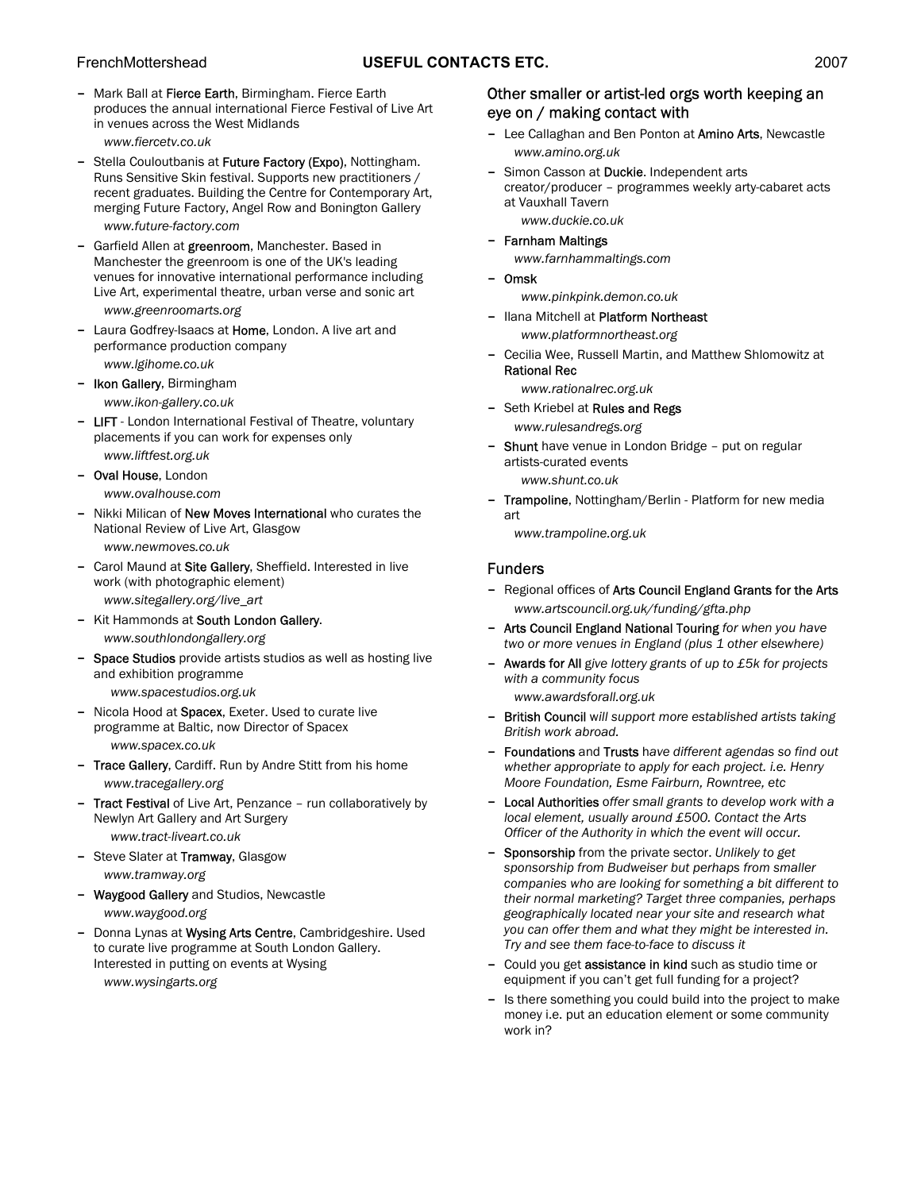- Mark Ball at **Fierce Earth**, Birmingham. Fierce Earth produces the annual international Fierce Festival of Live Art in venues across the West Midlands
  *www.fiercetv.co.uk*
- Stella Couloutbanis at **Future Factory (Expo)**, Nottingham. Runs Sensitive Skin festival. Supports new practitioners / recent graduates. Building the Centre for Contemporary Art, merging Future Factory, Angel Row and Bonington Gallery
  *www.future-factory.com*
- Garfield Allen at **greenroom**, Manchester. Based in Manchester the greenroom is one of the UK's leading venues for innovative international performance including Live Art, experimental theatre, urban verse and sonic art
  *www.greenroomarts.org*
- Laura Godfrey-Isaacs at **Home**, London. A live art and performance production company
  *www.lgihome.co.uk*
- **Ikon Gallery**, Birmingham
  *www.ikon-gallery.co.uk*
- **LIFT** - London International Festival of Theatre, voluntary placements if you can work for expenses only
  *www.liftfest.org.uk*
- **Oval House**, London
  *www.ovalhouse.com*
- Nikki Milican of **New Moves International** who curates the National Review of Live Art, Glasgow
  *www.newmoves.co.uk*
- Carol Maund at **Site Gallery**, Sheffield. Interested in live work (with photographic element)
  *www.sitegallery.org/live_art*
- Kit Hammonds at **South London Gallery**.
  *www.southlondongallery.org*
- **Space Studios** provide artists studios as well as hosting live and exhibition programme
  *www.spacestudios.org.uk*
- Nicola Hood at **Spacex**, Exeter. Used to curate live programme at Baltic, now Director of Spacex
  *www.spacex.co.uk*
- **Trace Gallery**, Cardiff. Run by Andre Stitt from his home
  *www.tracegallery.org*
- **Tract Festival** of Live Art, Penzance – run collaboratively by Newlyn Art Gallery and Art Surgery
  *www.tract-liveart.co.uk*
- Steve Slater at **Tramway**, Glasgow
  *www.tramway.org*
- **Waygood Gallery** and Studios, Newcastle
  *www.waygood.org*
- Donna Lynas at **Wysing Arts Centre**, Cambridgeshire. Used to curate live programme at South London Gallery. Interested in putting on events at Wysing
  *www.wysingarts.org*

## Other smaller or artist-led orgs worth keeping an eye on / making contact with

- Lee Callaghan and Ben Ponton at **Amino Arts**, Newcastle
  *www.amino.org.uk*
- Simon Casson at **Duckie**. Independent arts creator/producer – programmes weekly arty-cabaret acts at Vauxhall Tavern
  *www.duckie.co.uk*
- **Farnham Maltings**
  *www.farnhammaltings.com*
- **Omsk**
  *www.pinkpink.demon.co.uk*
- Ilana Mitchell at **Platform Northeast**
  *www.platformnortheast.org*
- Cecilia Wee, Russell Martin, and Matthew Shlomowitz at **Rational Rec**
  *www.rationalrec.org.uk*
- Seth Kriebel at **Rules and Regs**
  *www.rulesandregs.org*
- **Shunt** have venue in London Bridge – put on regular artists-curated events
  *www.shunt.co.uk*
- **Trampoline**, Nottingham/Berlin - Platform for new media art
  *www.trampoline.org.uk*

## Funders

- Regional offices of **Arts Council England Grants for the Arts**
  *www.artscouncil.org.uk/funding/gfta.php*
- **Arts Council England National Touring** *for when you have two or more venues in England (plus 1 other elsewhere)*
- **Awards for All** *give lottery grants of up to £5k for projects with a community focus*
  *www.awardsforall.org.uk*
- **British Council** *will support more established artists taking British work abroad.*
- **Foundations** and **Trusts** *have different agendas so find out whether appropriate to apply for each project. i.e. Henry Moore Foundation, Esme Fairburn, Rowntree, etc*
- **Local Authorities** *offer small grants to develop work with a local element, usually around £500. Contact the Arts Officer of the Authority in which the event will occur.*
- **Sponsorship** from the private sector. *Unlikely to get sponsorship from Budweiser but perhaps from smaller companies who are looking for something a bit different to their normal marketing? Target three companies, perhaps geographically located near your site and research what you can offer them and what they might be interested in. Try and see them face-to-face to discuss it*
- Could you get **assistance in kind** such as studio time or equipment if you can't get full funding for a project?
- Is there something you could build into the project to make money i.e. put an education element or some community work in?